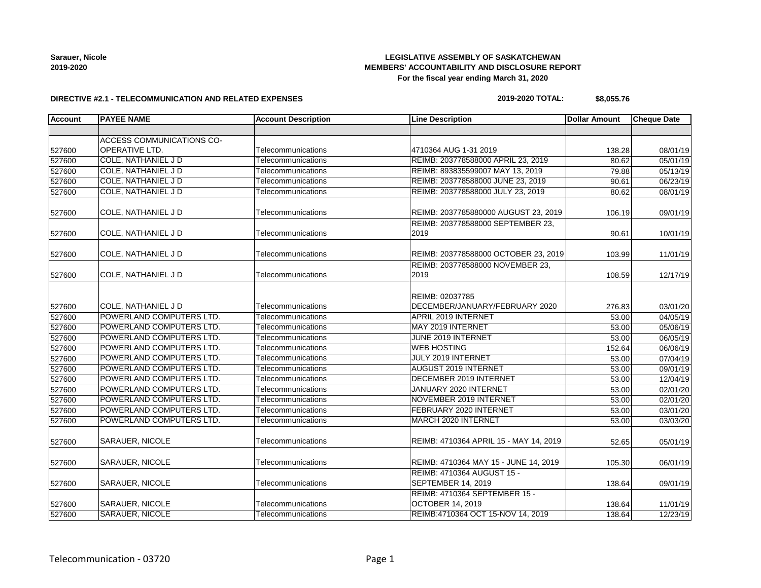**Sarauer, Nicole**
**2019-2020**

**LEGISLATIVE ASSEMBLY OF SASKATCHEWAN**
**MEMBERS' ACCOUNTABILITY AND DISCLOSURE REPORT**
**For the fiscal year ending March 31, 2020**

**DIRECTIVE #2.1 - TELECOMMUNICATION AND RELATED EXPENSES**

**2019-2020 TOTAL: $8,055.76**

| Account | PAYEE NAME | Account Description | Line Description | Dollar Amount | Cheque Date |
|---|---|---|---|---|---|
| | | | | | |
| 527600 | ACCESS COMMUNICATIONS CO-OPERATIVE LTD. | Telecommunications | 4710364 AUG 1-31 2019 | 138.28 | 08/01/19 |
| 527600 | COLE, NATHANIEL J D | Telecommunications | REIMB: 203778588000 APRIL 23, 2019 | 80.62 | 05/01/19 |
| 527600 | COLE, NATHANIEL J D | Telecommunications | REIMB: 893835599007 MAY 13, 2019 | 79.88 | 05/13/19 |
| 527600 | COLE, NATHANIEL J D | Telecommunications | REIMB: 203778588000 JUNE 23, 2019 | 90.61 | 06/23/19 |
| 527600 | COLE, NATHANIEL J D | Telecommunications | REIMB: 203778588000 JULY 23, 2019 | 80.62 | 08/01/19 |
| 527600 | COLE, NATHANIEL J D | Telecommunications | REIMB: 2037785880000 AUGUST 23, 2019 | 106.19 | 09/01/19 |
| 527600 | COLE, NATHANIEL J D | Telecommunications | REIMB: 203778588000 SEPTEMBER 23, 2019 | 90.61 | 10/01/19 |
| 527600 | COLE, NATHANIEL J D | Telecommunications | REIMB: 203778588000 OCTOBER 23, 2019 | 103.99 | 11/01/19 |
| 527600 | COLE, NATHANIEL J D | Telecommunications | REIMB: 203778588000 NOVEMBER 23, 2019 | 108.59 | 12/17/19 |
| 527600 | COLE, NATHANIEL J D | Telecommunications | REIMB: 02037785 DECEMBER/JANUARY/FEBRUARY 2020 | 276.83 | 03/01/20 |
| 527600 | POWERLAND COMPUTERS LTD. | Telecommunications | APRIL 2019 INTERNET | 53.00 | 04/05/19 |
| 527600 | POWERLAND COMPUTERS LTD. | Telecommunications | MAY 2019 INTERNET | 53.00 | 05/06/19 |
| 527600 | POWERLAND COMPUTERS LTD. | Telecommunications | JUNE 2019 INTERNET | 53.00 | 06/05/19 |
| 527600 | POWERLAND COMPUTERS LTD. | Telecommunications | WEB HOSTING | 152.64 | 06/06/19 |
| 527600 | POWERLAND COMPUTERS LTD. | Telecommunications | JULY 2019 INTERNET | 53.00 | 07/04/19 |
| 527600 | POWERLAND COMPUTERS LTD. | Telecommunications | AUGUST 2019 INTERNET | 53.00 | 09/01/19 |
| 527600 | POWERLAND COMPUTERS LTD. | Telecommunications | DECEMBER 2019 INTERNET | 53.00 | 12/04/19 |
| 527600 | POWERLAND COMPUTERS LTD. | Telecommunications | JANUARY 2020 INTERNET | 53.00 | 02/01/20 |
| 527600 | POWERLAND COMPUTERS LTD. | Telecommunications | NOVEMBER 2019 INTERNET | 53.00 | 02/01/20 |
| 527600 | POWERLAND COMPUTERS LTD. | Telecommunications | FEBRUARY 2020 INTERNET | 53.00 | 03/01/20 |
| 527600 | POWERLAND COMPUTERS LTD. | Telecommunications | MARCH 2020 INTERNET | 53.00 | 03/03/20 |
| 527600 | SARAUER, NICOLE | Telecommunications | REIMB: 4710364 APRIL 15 - MAY 14, 2019 | 52.65 | 05/01/19 |
| 527600 | SARAUER, NICOLE | Telecommunications | REIMB: 4710364 MAY 15 - JUNE 14, 2019 | 105.30 | 06/01/19 |
| 527600 | SARAUER, NICOLE | Telecommunications | REIMB: 4710364 AUGUST 15 - SEPTEMBER 14, 2019 | 138.64 | 09/01/19 |
| 527600 | SARAUER, NICOLE | Telecommunications | REIMB: 4710364 SEPTEMBER 15 - OCTOBER 14, 2019 | 138.64 | 11/01/19 |
| 527600 | SARAUER, NICOLE | Telecommunications | REIMB:4710364 OCT 15-NOV 14, 2019 | 138.64 | 12/23/19 |

Telecommunication - 03720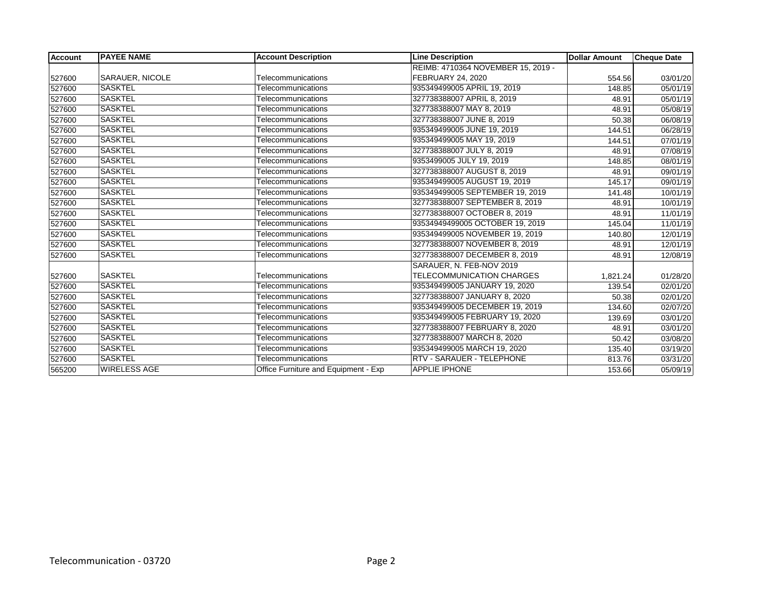| Account | PAYEE NAME | Account Description | Line Description | Dollar Amount | Cheque Date |
| --- | --- | --- | --- | --- | --- |
| 527600 | SARAUER, NICOLE | Telecommunications | REIMB: 4710364 NOVEMBER 15, 2019 - FEBRUARY 24, 2020 | 554.56 | 03/01/20 |
| 527600 | SASKTEL | Telecommunications | 935349499005 APRIL 19, 2019 | 148.85 | 05/01/19 |
| 527600 | SASKTEL | Telecommunications | 327738388007 APRIL 8, 2019 | 48.91 | 05/01/19 |
| 527600 | SASKTEL | Telecommunications | 327738388007 MAY 8, 2019 | 48.91 | 05/08/19 |
| 527600 | SASKTEL | Telecommunications | 327738388007 JUNE 8, 2019 | 50.38 | 06/08/19 |
| 527600 | SASKTEL | Telecommunications | 935349499005 JUNE 19, 2019 | 144.51 | 06/28/19 |
| 527600 | SASKTEL | Telecommunications | 935349499005 MAY 19, 2019 | 144.51 | 07/01/19 |
| 527600 | SASKTEL | Telecommunications | 327738388007 JULY 8, 2019 | 48.91 | 07/08/19 |
| 527600 | SASKTEL | Telecommunications | 9353499005 JULY 19, 2019 | 148.85 | 08/01/19 |
| 527600 | SASKTEL | Telecommunications | 327738388007 AUGUST 8, 2019 | 48.91 | 09/01/19 |
| 527600 | SASKTEL | Telecommunications | 935349499005 AUGUST 19, 2019 | 145.17 | 09/01/19 |
| 527600 | SASKTEL | Telecommunications | 935349499005 SEPTEMBER 19, 2019 | 141.48 | 10/01/19 |
| 527600 | SASKTEL | Telecommunications | 327738388007 SEPTEMBER 8, 2019 | 48.91 | 10/01/19 |
| 527600 | SASKTEL | Telecommunications | 327738388007 OCTOBER 8, 2019 | 48.91 | 11/01/19 |
| 527600 | SASKTEL | Telecommunications | 93534949499005 OCTOBER 19, 2019 | 145.04 | 11/01/19 |
| 527600 | SASKTEL | Telecommunications | 935349499005 NOVEMBER 19, 2019 | 140.80 | 12/01/19 |
| 527600 | SASKTEL | Telecommunications | 327738388007 NOVEMBER 8, 2019 | 48.91 | 12/01/19 |
| 527600 | SASKTEL | Telecommunications | 327738388007 DECEMBER 8, 2019 | 48.91 | 12/08/19 |
| 527600 | SASKTEL | Telecommunications | SARAUER, N. FEB-NOV 2019 TELECOMMUNICATION CHARGES | 1,821.24 | 01/28/20 |
| 527600 | SASKTEL | Telecommunications | 935349499005 JANUARY 19, 2020 | 139.54 | 02/01/20 |
| 527600 | SASKTEL | Telecommunications | 327738388007 JANUARY 8, 2020 | 50.38 | 02/01/20 |
| 527600 | SASKTEL | Telecommunications | 935349499005 DECEMBER 19, 2019 | 134.60 | 02/07/20 |
| 527600 | SASKTEL | Telecommunications | 935349499005 FEBRUARY 19, 2020 | 139.69 | 03/01/20 |
| 527600 | SASKTEL | Telecommunications | 327738388007 FEBRUARY 8, 2020 | 48.91 | 03/01/20 |
| 527600 | SASKTEL | Telecommunications | 327738388007 MARCH 8, 2020 | 50.42 | 03/08/20 |
| 527600 | SASKTEL | Telecommunications | 935349499005 MARCH 19, 2020 | 135.40 | 03/19/20 |
| 527600 | SASKTEL | Telecommunications | RTV - SARAUER - TELEPHONE | 813.76 | 03/31/20 |
| 565200 | WIRELESS AGE | Office Furniture and Equipment - Exp | APPLIE IPHONE | 153.66 | 05/09/19 |

Telecommunication - 03720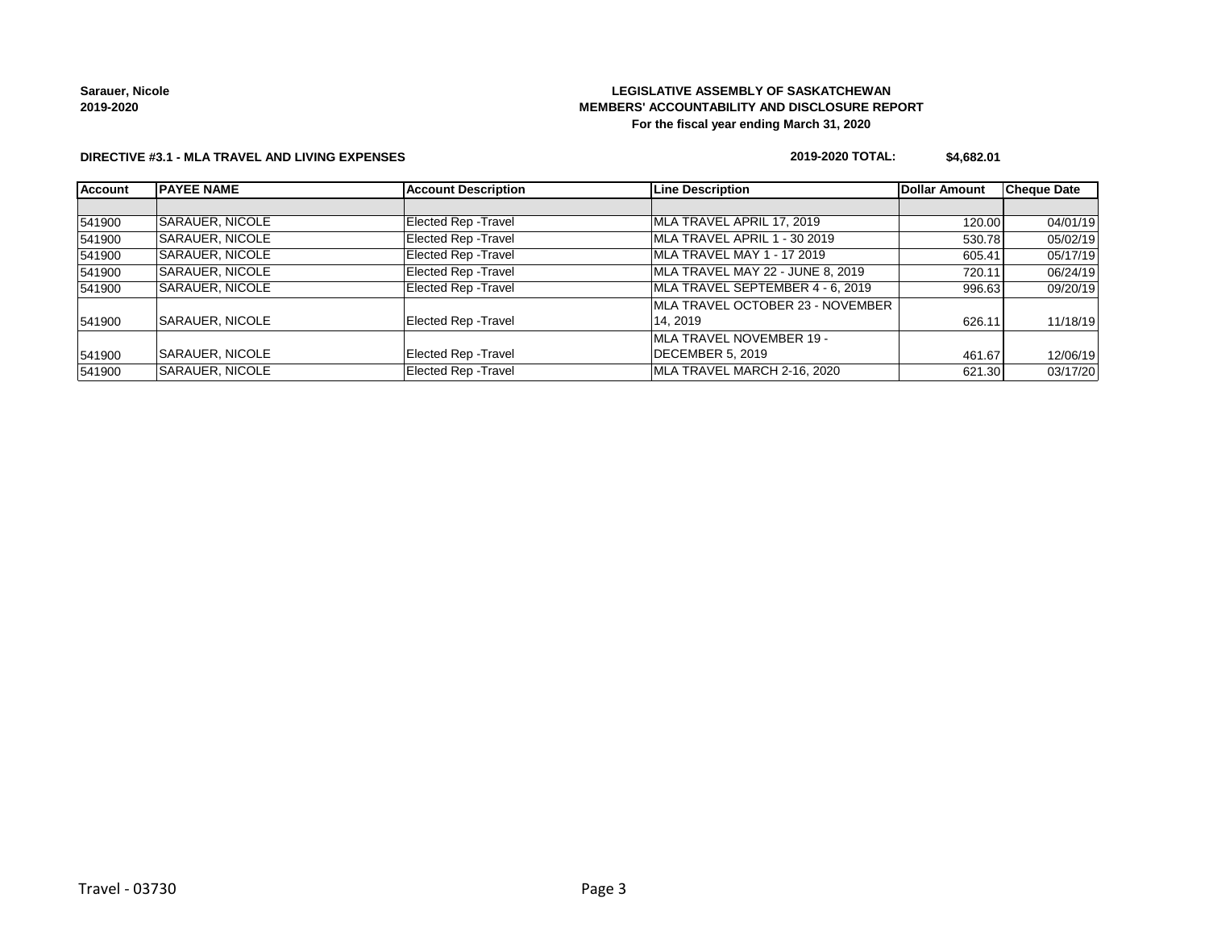**Sarauer, Nicole**
**2019-2020**

**LEGISLATIVE ASSEMBLY OF SASKATCHEWAN**
**MEMBERS' ACCOUNTABILITY AND DISCLOSURE REPORT**
**For the fiscal year ending March 31, 2020**

**DIRECTIVE #3.1 - MLA TRAVEL AND LIVING EXPENSES**

**2019-2020 TOTAL: $4,682.01**

| Account | PAYEE NAME | Account Description | Line Description | Dollar Amount | Cheque Date |
|---|---|---|---|---|---|
| | | | | | |
| 541900 | SARAUER, NICOLE | Elected Rep -Travel | MLA TRAVEL APRIL 17, 2019 | 120.00 | 04/01/19 |
| 541900 | SARAUER, NICOLE | Elected Rep -Travel | MLA TRAVEL APRIL 1 - 30 2019 | 530.78 | 05/02/19 |
| 541900 | SARAUER, NICOLE | Elected Rep -Travel | MLA TRAVEL MAY 1 - 17 2019 | 605.41 | 05/17/19 |
| 541900 | SARAUER, NICOLE | Elected Rep -Travel | MLA TRAVEL MAY 22 - JUNE 8, 2019 | 720.11 | 06/24/19 |
| 541900 | SARAUER, NICOLE | Elected Rep -Travel | MLA TRAVEL SEPTEMBER 4 - 6, 2019 | 996.63 | 09/20/19 |
| 541900 | SARAUER, NICOLE | Elected Rep -Travel | MLA TRAVEL OCTOBER 23 - NOVEMBER 14, 2019 | 626.11 | 11/18/19 |
| 541900 | SARAUER, NICOLE | Elected Rep -Travel | MLA TRAVEL NOVEMBER 19 - DECEMBER 5, 2019 | 461.67 | 12/06/19 |
| 541900 | SARAUER, NICOLE | Elected Rep -Travel | MLA TRAVEL MARCH 2-16, 2020 | 621.30 | 03/17/20 |

Travel - 03730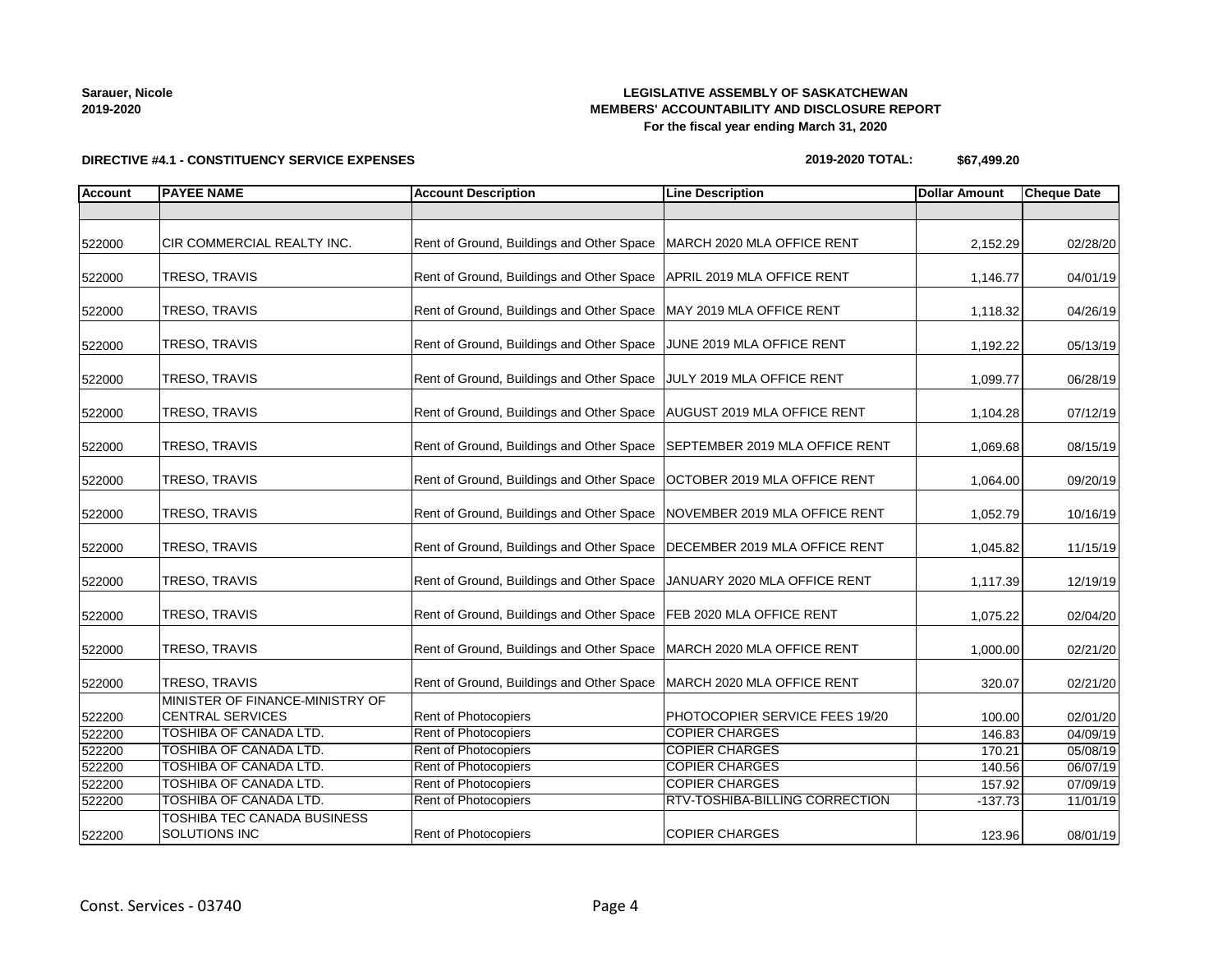**Sarauer, Nicole**
**2019-2020**

**LEGISLATIVE ASSEMBLY OF SASKATCHEWAN**
**MEMBERS' ACCOUNTABILITY AND DISCLOSURE REPORT**
**For the fiscal year ending March 31, 2020**

**DIRECTIVE #4.1 - CONSTITUENCY SERVICE EXPENSES**

**2019-2020 TOTAL: $67,499.20**

| Account | PAYEE NAME | Account Description | Line Description | Dollar Amount | Cheque Date |
|---|---|---|---|---|---|
| | | | | | |
| 522000 | CIR COMMERCIAL REALTY INC. | Rent of Ground, Buildings and Other Space | MARCH 2020 MLA OFFICE RENT | 2,152.29 | 02/28/20 |
| 522000 | TRESO, TRAVIS | Rent of Ground, Buildings and Other Space | APRIL 2019 MLA OFFICE RENT | 1,146.77 | 04/01/19 |
| 522000 | TRESO, TRAVIS | Rent of Ground, Buildings and Other Space | MAY 2019 MLA OFFICE RENT | 1,118.32 | 04/26/19 |
| 522000 | TRESO, TRAVIS | Rent of Ground, Buildings and Other Space | JUNE 2019 MLA OFFICE RENT | 1,192.22 | 05/13/19 |
| 522000 | TRESO, TRAVIS | Rent of Ground, Buildings and Other Space | JULY 2019 MLA OFFICE RENT | 1,099.77 | 06/28/19 |
| 522000 | TRESO, TRAVIS | Rent of Ground, Buildings and Other Space | AUGUST 2019 MLA OFFICE RENT | 1,104.28 | 07/12/19 |
| 522000 | TRESO, TRAVIS | Rent of Ground, Buildings and Other Space | SEPTEMBER 2019 MLA OFFICE RENT | 1,069.68 | 08/15/19 |
| 522000 | TRESO, TRAVIS | Rent of Ground, Buildings and Other Space | OCTOBER 2019 MLA OFFICE RENT | 1,064.00 | 09/20/19 |
| 522000 | TRESO, TRAVIS | Rent of Ground, Buildings and Other Space | NOVEMBER 2019 MLA OFFICE RENT | 1,052.79 | 10/16/19 |
| 522000 | TRESO, TRAVIS | Rent of Ground, Buildings and Other Space | DECEMBER 2019 MLA OFFICE RENT | 1,045.82 | 11/15/19 |
| 522000 | TRESO, TRAVIS | Rent of Ground, Buildings and Other Space | JANUARY 2020 MLA OFFICE RENT | 1,117.39 | 12/19/19 |
| 522000 | TRESO, TRAVIS | Rent of Ground, Buildings and Other Space | FEB 2020 MLA OFFICE RENT | 1,075.22 | 02/04/20 |
| 522000 | TRESO, TRAVIS | Rent of Ground, Buildings and Other Space | MARCH 2020 MLA OFFICE RENT | 1,000.00 | 02/21/20 |
| 522000 | TRESO, TRAVIS | Rent of Ground, Buildings and Other Space | MARCH 2020 MLA OFFICE RENT | 320.07 | 02/21/20 |
| 522200 | MINISTER OF FINANCE-MINISTRY OF CENTRAL SERVICES | Rent of Photocopiers | PHOTOCOPIER SERVICE FEES 19/20 | 100.00 | 02/01/20 |
| 522200 | TOSHIBA OF CANADA LTD. | Rent of Photocopiers | COPIER CHARGES | 146.83 | 04/09/19 |
| 522200 | TOSHIBA OF CANADA LTD. | Rent of Photocopiers | COPIER CHARGES | 170.21 | 05/08/19 |
| 522200 | TOSHIBA OF CANADA LTD. | Rent of Photocopiers | COPIER CHARGES | 140.56 | 06/07/19 |
| 522200 | TOSHIBA OF CANADA LTD. | Rent of Photocopiers | COPIER CHARGES | 157.92 | 07/09/19 |
| 522200 | TOSHIBA OF CANADA LTD. | Rent of Photocopiers | RTV-TOSHIBA-BILLING CORRECTION | -137.73 | 11/01/19 |
| 522200 | TOSHIBA TEC CANADA BUSINESS SOLUTIONS INC | Rent of Photocopiers | COPIER CHARGES | 123.96 | 08/01/19 |

Const. Services - 03740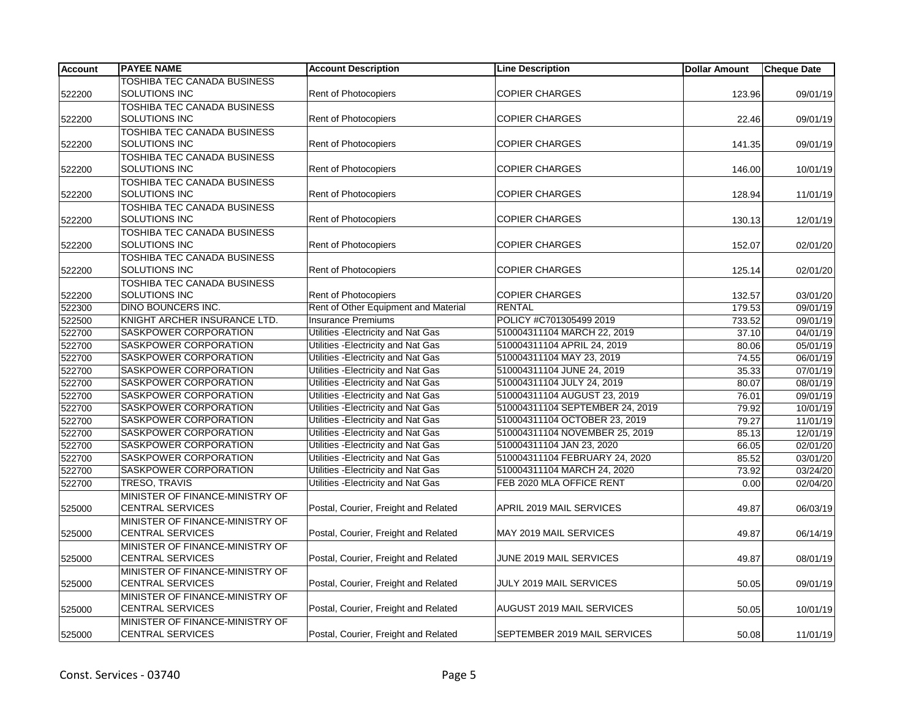| Account | PAYEE NAME | Account Description | Line Description | Dollar Amount | Cheque Date |
|---|---|---|---|---|---|
| 522200 | TOSHIBA TEC CANADA BUSINESS SOLUTIONS INC | Rent of Photocopiers | COPIER CHARGES | 123.96 | 09/01/19 |
| 522200 | TOSHIBA TEC CANADA BUSINESS SOLUTIONS INC | Rent of Photocopiers | COPIER CHARGES | 22.46 | 09/01/19 |
| 522200 | TOSHIBA TEC CANADA BUSINESS SOLUTIONS INC | Rent of Photocopiers | COPIER CHARGES | 141.35 | 09/01/19 |
| 522200 | TOSHIBA TEC CANADA BUSINESS SOLUTIONS INC | Rent of Photocopiers | COPIER CHARGES | 146.00 | 10/01/19 |
| 522200 | TOSHIBA TEC CANADA BUSINESS SOLUTIONS INC | Rent of Photocopiers | COPIER CHARGES | 128.94 | 11/01/19 |
| 522200 | TOSHIBA TEC CANADA BUSINESS SOLUTIONS INC | Rent of Photocopiers | COPIER CHARGES | 130.13 | 12/01/19 |
| 522200 | TOSHIBA TEC CANADA BUSINESS SOLUTIONS INC | Rent of Photocopiers | COPIER CHARGES | 152.07 | 02/01/20 |
| 522200 | TOSHIBA TEC CANADA BUSINESS SOLUTIONS INC | Rent of Photocopiers | COPIER CHARGES | 125.14 | 02/01/20 |
| 522200 | TOSHIBA TEC CANADA BUSINESS SOLUTIONS INC | Rent of Photocopiers | COPIER CHARGES | 132.57 | 03/01/20 |
| 522300 | DINO BOUNCERS INC. | Rent of Other Equipment and Material | RENTAL | 179.53 | 09/01/19 |
| 522500 | KNIGHT ARCHER INSURANCE LTD. | Insurance Premiums | POLICY #C701305499 2019 | 733.52 | 09/01/19 |
| 522700 | SASKPOWER CORPORATION | Utilities -Electricity and Nat Gas | 510004311104 MARCH 22, 2019 | 37.10 | 04/01/19 |
| 522700 | SASKPOWER CORPORATION | Utilities -Electricity and Nat Gas | 510004311104 APRIL 24, 2019 | 80.06 | 05/01/19 |
| 522700 | SASKPOWER CORPORATION | Utilities -Electricity and Nat Gas | 510004311104 MAY 23, 2019 | 74.55 | 06/01/19 |
| 522700 | SASKPOWER CORPORATION | Utilities -Electricity and Nat Gas | 510004311104 JUNE 24, 2019 | 35.33 | 07/01/19 |
| 522700 | SASKPOWER CORPORATION | Utilities -Electricity and Nat Gas | 510004311104 JULY 24, 2019 | 80.07 | 08/01/19 |
| 522700 | SASKPOWER CORPORATION | Utilities -Electricity and Nat Gas | 510004311104 AUGUST 23, 2019 | 76.01 | 09/01/19 |
| 522700 | SASKPOWER CORPORATION | Utilities -Electricity and Nat Gas | 510004311104 SEPTEMBER 24, 2019 | 79.92 | 10/01/19 |
| 522700 | SASKPOWER CORPORATION | Utilities -Electricity and Nat Gas | 510004311104 OCTOBER 23, 2019 | 79.27 | 11/01/19 |
| 522700 | SASKPOWER CORPORATION | Utilities -Electricity and Nat Gas | 510004311104 NOVEMBER 25, 2019 | 85.13 | 12/01/19 |
| 522700 | SASKPOWER CORPORATION | Utilities -Electricity and Nat Gas | 510004311104 JAN 23, 2020 | 66.05 | 02/01/20 |
| 522700 | SASKPOWER CORPORATION | Utilities -Electricity and Nat Gas | 510004311104 FEBRUARY 24, 2020 | 85.52 | 03/01/20 |
| 522700 | SASKPOWER CORPORATION | Utilities -Electricity and Nat Gas | 510004311104 MARCH 24, 2020 | 73.92 | 03/24/20 |
| 522700 | TRESO, TRAVIS | Utilities -Electricity and Nat Gas | FEB 2020 MLA OFFICE RENT | 0.00 | 02/04/20 |
| 525000 | MINISTER OF FINANCE-MINISTRY OF CENTRAL SERVICES | Postal, Courier, Freight and Related | APRIL 2019 MAIL SERVICES | 49.87 | 06/03/19 |
| 525000 | MINISTER OF FINANCE-MINISTRY OF CENTRAL SERVICES | Postal, Courier, Freight and Related | MAY 2019 MAIL SERVICES | 49.87 | 06/14/19 |
| 525000 | MINISTER OF FINANCE-MINISTRY OF CENTRAL SERVICES | Postal, Courier, Freight and Related | JUNE 2019 MAIL SERVICES | 49.87 | 08/01/19 |
| 525000 | MINISTER OF FINANCE-MINISTRY OF CENTRAL SERVICES | Postal, Courier, Freight and Related | JULY 2019 MAIL SERVICES | 50.05 | 09/01/19 |
| 525000 | MINISTER OF FINANCE-MINISTRY OF CENTRAL SERVICES | Postal, Courier, Freight and Related | AUGUST 2019 MAIL SERVICES | 50.05 | 10/01/19 |
| 525000 | MINISTER OF FINANCE-MINISTRY OF CENTRAL SERVICES | Postal, Courier, Freight and Related | SEPTEMBER 2019 MAIL SERVICES | 50.08 | 11/01/19 |

Const. Services - 03740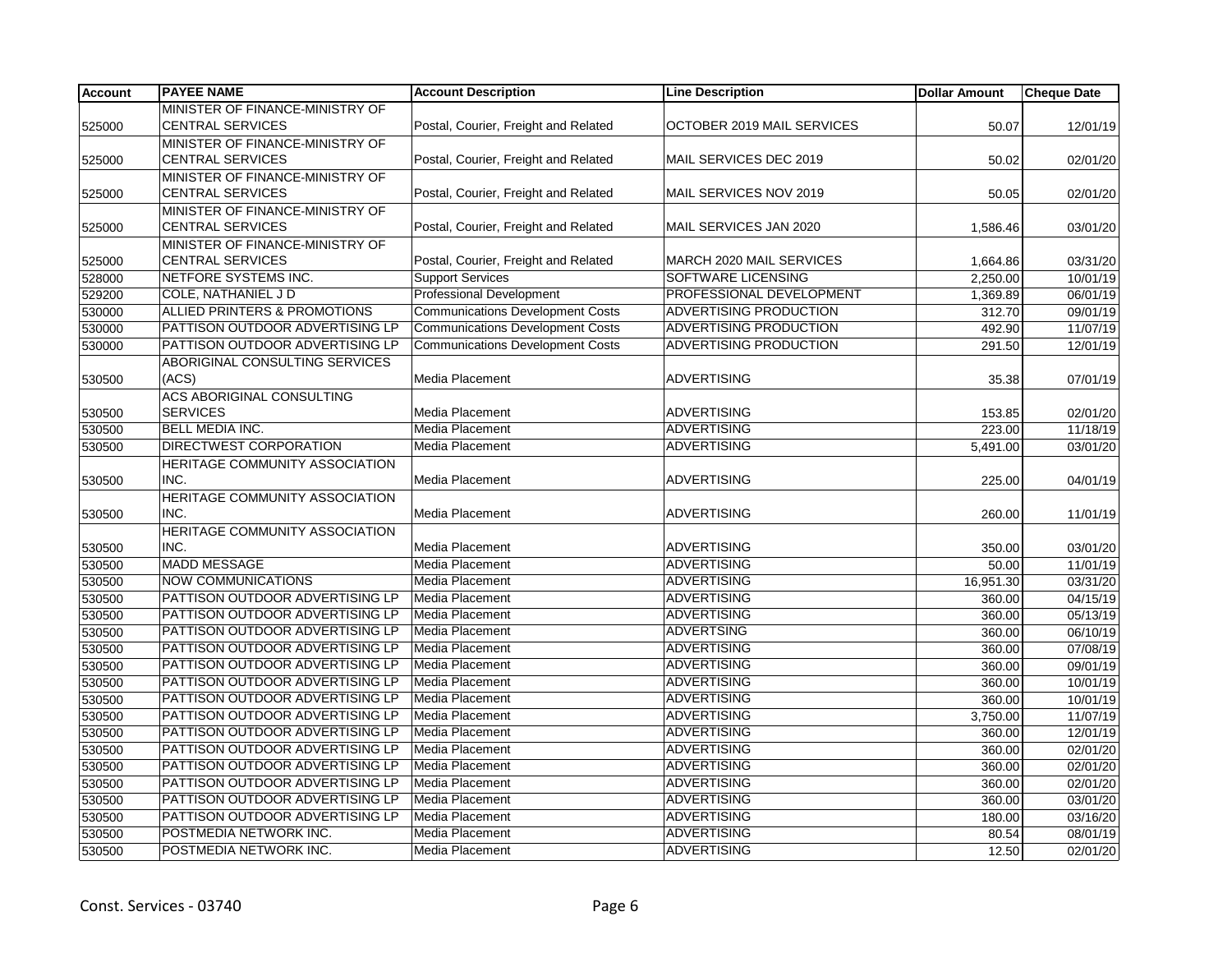| Account | PAYEE NAME | Account Description | Line Description | Dollar Amount | Cheque Date |
|---|---|---|---|---|---|
| 525000 | MINISTER OF FINANCE-MINISTRY OF CENTRAL SERVICES | Postal, Courier, Freight and Related | OCTOBER 2019 MAIL SERVICES | 50.07 | 12/01/19 |
| 525000 | MINISTER OF FINANCE-MINISTRY OF CENTRAL SERVICES | Postal, Courier, Freight and Related | MAIL SERVICES DEC 2019 | 50.02 | 02/01/20 |
| 525000 | MINISTER OF FINANCE-MINISTRY OF CENTRAL SERVICES | Postal, Courier, Freight and Related | MAIL SERVICES NOV 2019 | 50.05 | 02/01/20 |
| 525000 | MINISTER OF FINANCE-MINISTRY OF CENTRAL SERVICES | Postal, Courier, Freight and Related | MAIL SERVICES JAN 2020 | 1,586.46 | 03/01/20 |
| 525000 | MINISTER OF FINANCE-MINISTRY OF CENTRAL SERVICES | Postal, Courier, Freight and Related | MARCH 2020 MAIL SERVICES | 1,664.86 | 03/31/20 |
| 528000 | NETFORE SYSTEMS INC. | Support Services | SOFTWARE LICENSING | 2,250.00 | 10/01/19 |
| 529200 | COLE, NATHANIEL J D | Professional Development | PROFESSIONAL DEVELOPMENT | 1,369.89 | 06/01/19 |
| 530000 | ALLIED PRINTERS & PROMOTIONS | Communications Development Costs | ADVERTISING PRODUCTION | 312.70 | 09/01/19 |
| 530000 | PATTISON OUTDOOR ADVERTISING LP | Communications Development Costs | ADVERTISING PRODUCTION | 492.90 | 11/07/19 |
| 530000 | PATTISON OUTDOOR ADVERTISING LP | Communications Development Costs | ADVERTISING PRODUCTION | 291.50 | 12/01/19 |
| 530500 | ABORIGINAL CONSULTING SERVICES (ACS) | Media Placement | ADVERTISING | 35.38 | 07/01/19 |
| 530500 | ACS ABORIGINAL CONSULTING SERVICES | Media Placement | ADVERTISING | 153.85 | 02/01/20 |
| 530500 | BELL MEDIA INC. | Media Placement | ADVERTISING | 223.00 | 11/18/19 |
| 530500 | DIRECTWEST CORPORATION | Media Placement | ADVERTISING | 5,491.00 | 03/01/20 |
| 530500 | HERITAGE COMMUNITY ASSOCIATION INC. | Media Placement | ADVERTISING | 225.00 | 04/01/19 |
| 530500 | HERITAGE COMMUNITY ASSOCIATION INC. | Media Placement | ADVERTISING | 260.00 | 11/01/19 |
| 530500 | HERITAGE COMMUNITY ASSOCIATION INC. | Media Placement | ADVERTISING | 350.00 | 03/01/20 |
| 530500 | MADD MESSAGE | Media Placement | ADVERTISING | 50.00 | 11/01/19 |
| 530500 | NOW COMMUNICATIONS | Media Placement | ADVERTISING | 16,951.30 | 03/31/20 |
| 530500 | PATTISON OUTDOOR ADVERTISING LP | Media Placement | ADVERTISING | 360.00 | 04/15/19 |
| 530500 | PATTISON OUTDOOR ADVERTISING LP | Media Placement | ADVERTISING | 360.00 | 05/13/19 |
| 530500 | PATTISON OUTDOOR ADVERTISING LP | Media Placement | ADVERTSING | 360.00 | 06/10/19 |
| 530500 | PATTISON OUTDOOR ADVERTISING LP | Media Placement | ADVERTISING | 360.00 | 07/08/19 |
| 530500 | PATTISON OUTDOOR ADVERTISING LP | Media Placement | ADVERTISING | 360.00 | 09/01/19 |
| 530500 | PATTISON OUTDOOR ADVERTISING LP | Media Placement | ADVERTISING | 360.00 | 10/01/19 |
| 530500 | PATTISON OUTDOOR ADVERTISING LP | Media Placement | ADVERTISING | 360.00 | 10/01/19 |
| 530500 | PATTISON OUTDOOR ADVERTISING LP | Media Placement | ADVERTISING | 3,750.00 | 11/07/19 |
| 530500 | PATTISON OUTDOOR ADVERTISING LP | Media Placement | ADVERTISING | 360.00 | 12/01/19 |
| 530500 | PATTISON OUTDOOR ADVERTISING LP | Media Placement | ADVERTISING | 360.00 | 02/01/20 |
| 530500 | PATTISON OUTDOOR ADVERTISING LP | Media Placement | ADVERTISING | 360.00 | 02/01/20 |
| 530500 | PATTISON OUTDOOR ADVERTISING LP | Media Placement | ADVERTISING | 360.00 | 02/01/20 |
| 530500 | PATTISON OUTDOOR ADVERTISING LP | Media Placement | ADVERTISING | 360.00 | 03/01/20 |
| 530500 | PATTISON OUTDOOR ADVERTISING LP | Media Placement | ADVERTISING | 180.00 | 03/16/20 |
| 530500 | POSTMEDIA NETWORK INC. | Media Placement | ADVERTISING | 80.54 | 08/01/19 |
| 530500 | POSTMEDIA NETWORK INC. | Media Placement | ADVERTISING | 12.50 | 02/01/20 |

Const. Services - 03740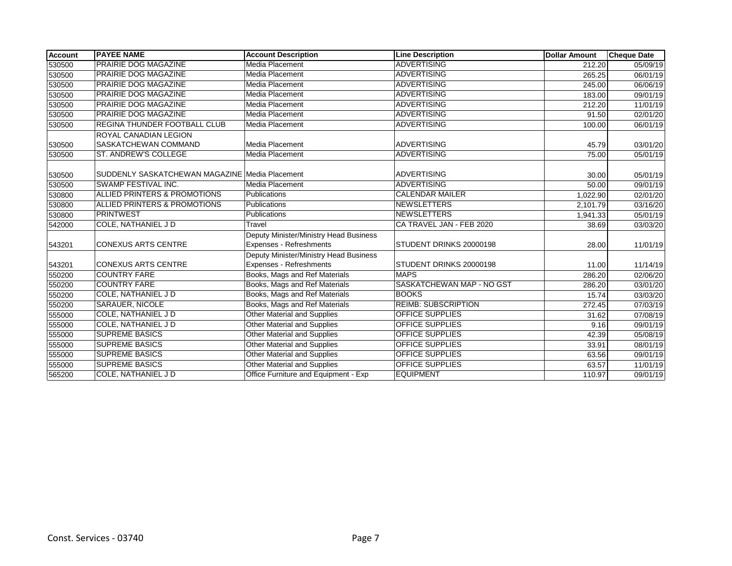| Account | PAYEE NAME | Account Description | Line Description | Dollar Amount | Cheque Date |
|---|---|---|---|---|---|
| 530500 | PRAIRIE DOG MAGAZINE | Media Placement | ADVERTISING | 212.20 | 05/09/19 |
| 530500 | PRAIRIE DOG MAGAZINE | Media Placement | ADVERTISING | 265.25 | 06/01/19 |
| 530500 | PRAIRIE DOG MAGAZINE | Media Placement | ADVERTISING | 245.00 | 06/06/19 |
| 530500 | PRAIRIE DOG MAGAZINE | Media Placement | ADVERTISING | 183.00 | 09/01/19 |
| 530500 | PRAIRIE DOG MAGAZINE | Media Placement | ADVERTISING | 212.20 | 11/01/19 |
| 530500 | PRAIRIE DOG MAGAZINE | Media Placement | ADVERTISING | 91.50 | 02/01/20 |
| 530500 | REGINA THUNDER FOOTBALL CLUB | Media Placement | ADVERTISING | 100.00 | 06/01/19 |
| 530500 | ROYAL CANADIAN LEGION SASKATCHEWAN COMMAND | Media Placement | ADVERTISING | 45.79 | 03/01/20 |
| 530500 | ST. ANDREW'S COLLEGE | Media Placement | ADVERTISING | 75.00 | 05/01/19 |
| 530500 | SUDDENLY SASKATCHEWAN MAGAZINE | Media Placement | ADVERTISING | 30.00 | 05/01/19 |
| 530500 | SWAMP FESTIVAL INC. | Media Placement | ADVERTISING | 50.00 | 09/01/19 |
| 530800 | ALLIED PRINTERS & PROMOTIONS | Publications | CALENDAR MAILER | 1,022.90 | 02/01/20 |
| 530800 | ALLIED PRINTERS & PROMOTIONS | Publications | NEWSLETTERS | 2,101.79 | 03/16/20 |
| 530800 | PRINTWEST | Publications | NEWSLETTERS | 1,941.33 | 05/01/19 |
| 542000 | COLE, NATHANIEL J D | Travel | CA TRAVEL JAN - FEB 2020 | 38.69 | 03/03/20 |
| 543201 | CONEXUS ARTS CENTRE | Deputy Minister/Ministry Head Business Expenses - Refreshments | STUDENT DRINKS 20000198 | 28.00 | 11/01/19 |
| 543201 | CONEXUS ARTS CENTRE | Deputy Minister/Ministry Head Business Expenses - Refreshments | STUDENT DRINKS 20000198 | 11.00 | 11/14/19 |
| 550200 | COUNTRY FARE | Books, Mags and Ref Materials | MAPS | 286.20 | 02/06/20 |
| 550200 | COUNTRY FARE | Books, Mags and Ref Materials | SASKATCHEWAN MAP - NO GST | 286.20 | 03/01/20 |
| 550200 | COLE, NATHANIEL J D | Books, Mags and Ref Materials | BOOKS | 15.74 | 03/03/20 |
| 550200 | SARAUER, NICOLE | Books, Mags and Ref Materials | REIMB: SUBSCRIPTION | 272.45 | 07/03/19 |
| 555000 | COLE, NATHANIEL J D | Other Material and Supplies | OFFICE SUPPLIES | 31.62 | 07/08/19 |
| 555000 | COLE, NATHANIEL J D | Other Material and Supplies | OFFICE SUPPLIES | 9.16 | 09/01/19 |
| 555000 | SUPREME BASICS | Other Material and Supplies | OFFICE SUPPLIES | 42.39 | 05/08/19 |
| 555000 | SUPREME BASICS | Other Material and Supplies | OFFICE SUPPLIES | 33.91 | 08/01/19 |
| 555000 | SUPREME BASICS | Other Material and Supplies | OFFICE SUPPLIES | 63.56 | 09/01/19 |
| 555000 | SUPREME BASICS | Other Material and Supplies | OFFICE SUPPLIES | 63.57 | 11/01/19 |
| 565200 | COLE, NATHANIEL J D | Office Furniture and Equipment - Exp | EQUIPMENT | 110.97 | 09/01/19 |

Const. Services - 03740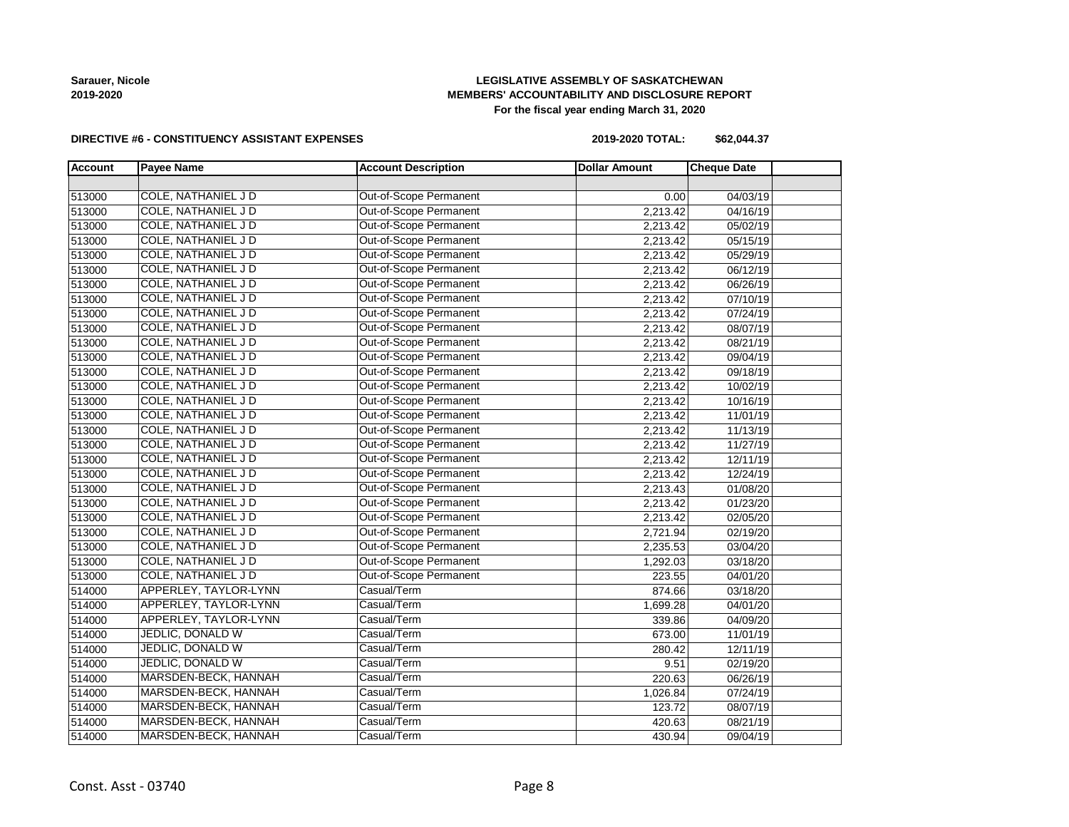**Sarauer, Nicole**
**2019-2020**

**LEGISLATIVE ASSEMBLY OF SASKATCHEWAN**
**MEMBERS' ACCOUNTABILITY AND DISCLOSURE REPORT**
**For the fiscal year ending March 31, 2020**

**DIRECTIVE #6 - CONSTITUENCY ASSISTANT EXPENSES** **2019-2020 TOTAL: $62,044.37**

| Account | Payee Name | Account Description | Dollar Amount | Cheque Date | |
|---|---|---|---|---|---|
| | | | | | |
| 513000 | COLE, NATHANIEL J D | Out-of-Scope Permanent | 0.00 | 04/03/19 | |
| 513000 | COLE, NATHANIEL J D | Out-of-Scope Permanent | 2,213.42 | 04/16/19 | |
| 513000 | COLE, NATHANIEL J D | Out-of-Scope Permanent | 2,213.42 | 05/02/19 | |
| 513000 | COLE, NATHANIEL J D | Out-of-Scope Permanent | 2,213.42 | 05/15/19 | |
| 513000 | COLE, NATHANIEL J D | Out-of-Scope Permanent | 2,213.42 | 05/29/19 | |
| 513000 | COLE, NATHANIEL J D | Out-of-Scope Permanent | 2,213.42 | 06/12/19 | |
| 513000 | COLE, NATHANIEL J D | Out-of-Scope Permanent | 2,213.42 | 06/26/19 | |
| 513000 | COLE, NATHANIEL J D | Out-of-Scope Permanent | 2,213.42 | 07/10/19 | |
| 513000 | COLE, NATHANIEL J D | Out-of-Scope Permanent | 2,213.42 | 07/24/19 | |
| 513000 | COLE, NATHANIEL J D | Out-of-Scope Permanent | 2,213.42 | 08/07/19 | |
| 513000 | COLE, NATHANIEL J D | Out-of-Scope Permanent | 2,213.42 | 08/21/19 | |
| 513000 | COLE, NATHANIEL J D | Out-of-Scope Permanent | 2,213.42 | 09/04/19 | |
| 513000 | COLE, NATHANIEL J D | Out-of-Scope Permanent | 2,213.42 | 09/18/19 | |
| 513000 | COLE, NATHANIEL J D | Out-of-Scope Permanent | 2,213.42 | 10/02/19 | |
| 513000 | COLE, NATHANIEL J D | Out-of-Scope Permanent | 2,213.42 | 10/16/19 | |
| 513000 | COLE, NATHANIEL J D | Out-of-Scope Permanent | 2,213.42 | 11/01/19 | |
| 513000 | COLE, NATHANIEL J D | Out-of-Scope Permanent | 2,213.42 | 11/13/19 | |
| 513000 | COLE, NATHANIEL J D | Out-of-Scope Permanent | 2,213.42 | 11/27/19 | |
| 513000 | COLE, NATHANIEL J D | Out-of-Scope Permanent | 2,213.42 | 12/11/19 | |
| 513000 | COLE, NATHANIEL J D | Out-of-Scope Permanent | 2,213.42 | 12/24/19 | |
| 513000 | COLE, NATHANIEL J D | Out-of-Scope Permanent | 2,213.43 | 01/08/20 | |
| 513000 | COLE, NATHANIEL J D | Out-of-Scope Permanent | 2,213.42 | 01/23/20 | |
| 513000 | COLE, NATHANIEL J D | Out-of-Scope Permanent | 2,213.42 | 02/05/20 | |
| 513000 | COLE, NATHANIEL J D | Out-of-Scope Permanent | 2,721.94 | 02/19/20 | |
| 513000 | COLE, NATHANIEL J D | Out-of-Scope Permanent | 2,235.53 | 03/04/20 | |
| 513000 | COLE, NATHANIEL J D | Out-of-Scope Permanent | 1,292.03 | 03/18/20 | |
| 513000 | COLE, NATHANIEL J D | Out-of-Scope Permanent | 223.55 | 04/01/20 | |
| 514000 | APPERLEY, TAYLOR-LYNN | Casual/Term | 874.66 | 03/18/20 | |
| 514000 | APPERLEY, TAYLOR-LYNN | Casual/Term | 1,699.28 | 04/01/20 | |
| 514000 | APPERLEY, TAYLOR-LYNN | Casual/Term | 339.86 | 04/09/20 | |
| 514000 | JEDLIC, DONALD W | Casual/Term | 673.00 | 11/01/19 | |
| 514000 | JEDLIC, DONALD W | Casual/Term | 280.42 | 12/11/19 | |
| 514000 | JEDLIC, DONALD W | Casual/Term | 9.51 | 02/19/20 | |
| 514000 | MARSDEN-BECK, HANNAH | Casual/Term | 220.63 | 06/26/19 | |
| 514000 | MARSDEN-BECK, HANNAH | Casual/Term | 1,026.84 | 07/24/19 | |
| 514000 | MARSDEN-BECK, HANNAH | Casual/Term | 123.72 | 08/07/19 | |
| 514000 | MARSDEN-BECK, HANNAH | Casual/Term | 420.63 | 08/21/19 | |
| 514000 | MARSDEN-BECK, HANNAH | Casual/Term | 430.94 | 09/04/19 | |

Const. Asst - 03740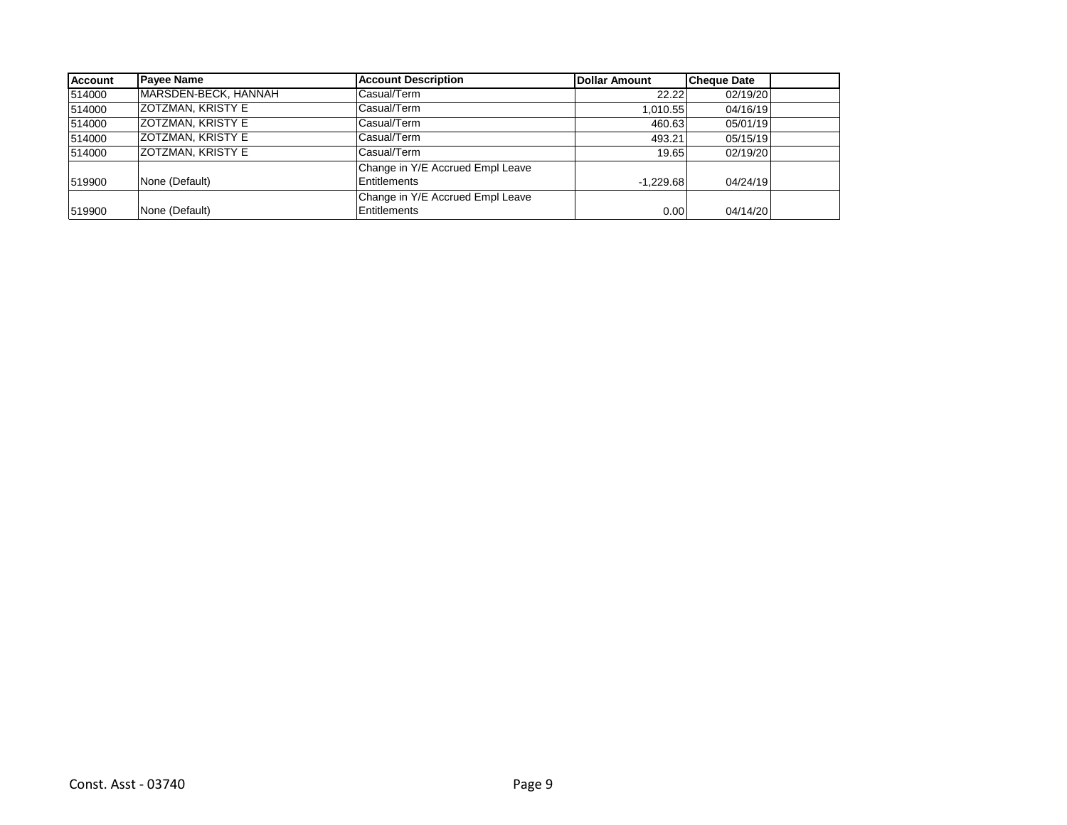| Account | Payee Name | Account Description | Dollar Amount | Cheque Date | |
|---|---|---|---|---|---|
| 514000 | MARSDEN-BECK, HANNAH | Casual/Term | 22.22 | 02/19/20 | |
| 514000 | ZOTZMAN, KRISTY E | Casual/Term | 1,010.55 | 04/16/19 | |
| 514000 | ZOTZMAN, KRISTY E | Casual/Term | 460.63 | 05/01/19 | |
| 514000 | ZOTZMAN, KRISTY E | Casual/Term | 493.21 | 05/15/19 | |
| 514000 | ZOTZMAN, KRISTY E | Casual/Term | 19.65 | 02/19/20 | |
| 519900 | None (Default) | Change in Y/E Accrued Empl Leave Entitlements | -1,229.68 | 04/24/19 | |
| 519900 | None (Default) | Change in Y/E Accrued Empl Leave Entitlements | 0.00 | 04/14/20 | |

Const. Asst - 03740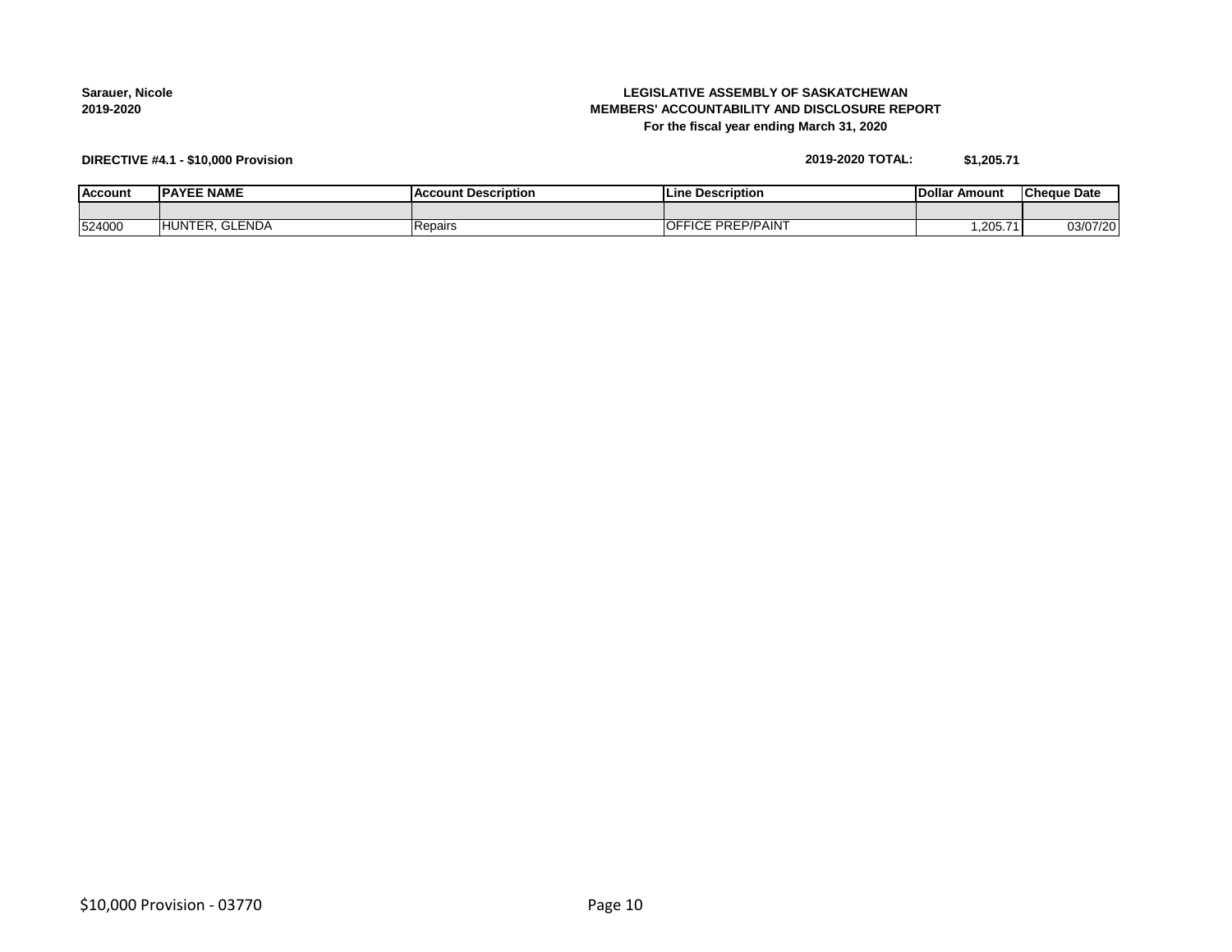**Sarauer, Nicole**
**2019-2020**

**LEGISLATIVE ASSEMBLY OF SASKATCHEWAN**
**MEMBERS' ACCOUNTABILITY AND DISCLOSURE REPORT**
**For the fiscal year ending March 31, 2020**

**DIRECTIVE #4.1 - $10,000 Provision**

**2019-2020 TOTAL: $1,205.71**

| Account | PAYEE NAME | Account Description | Line Description | Dollar Amount | Cheque Date |
|---|---|---|---|---|---|
| | | | | | |
| 524000 | HUNTER, GLENDA | Repairs | OFFICE PREP/PAINT | 1,205.71 | 03/07/20 |

$10,000 Provision - 03770